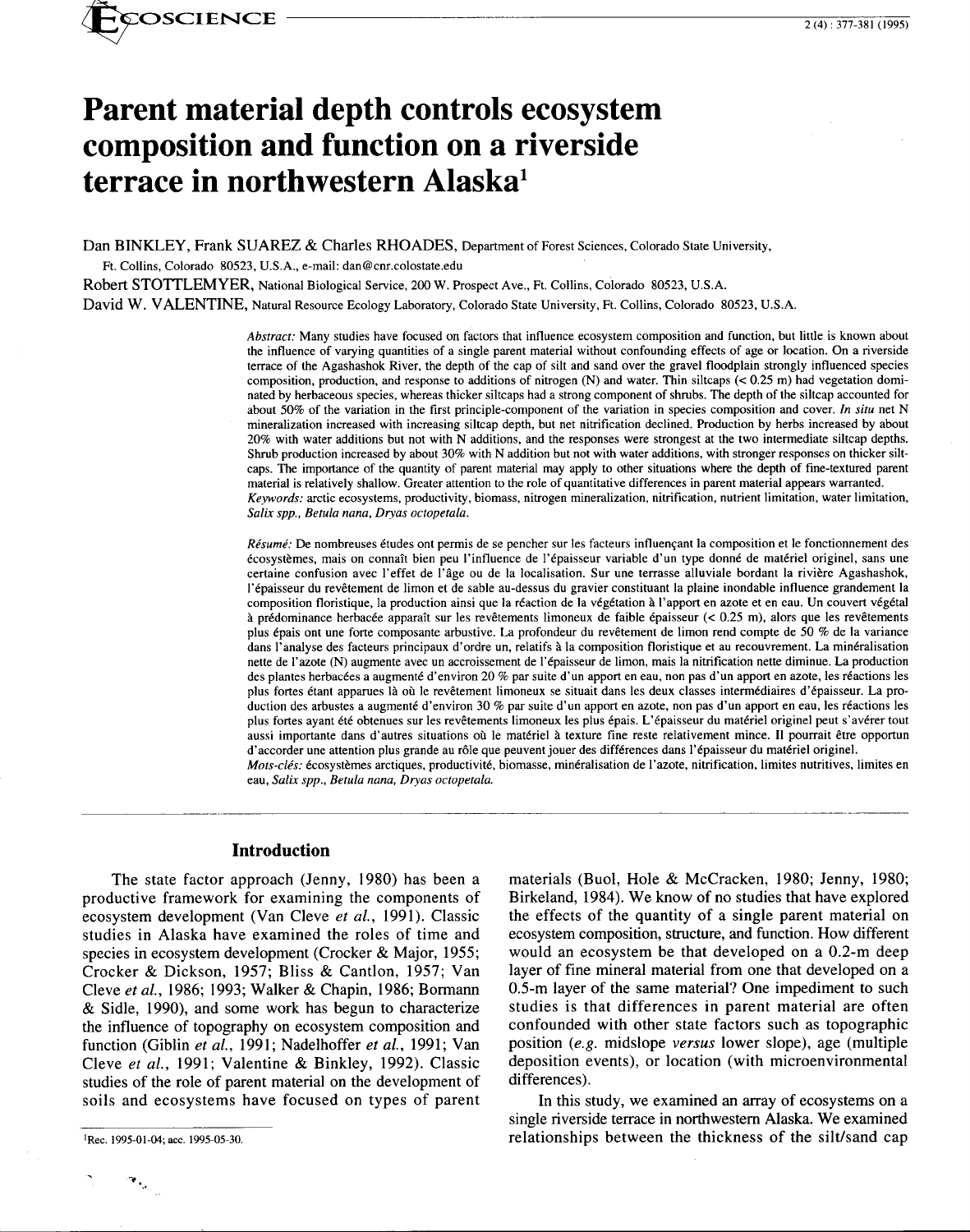# Parent material depth controls ecosystem composition and function on a riverside terrace in northwestern Alaska[1]

Dan BINKLEY, Frank SUAREZ & Charles RHOADES, Department of Forest Sciences, Colorado State University, Ft. Collins, Colorado 80523, U.S.A., e-mail: dan@cnr.colostate.edu

Robert STOTTLEMYER, National Biological Service, 200 W. Prospect Ave., Ft. Collins, Colorado 80523, U.S.A.

David W. VALENTINE, Natural Resource Ecology Laboratory, Colorado State University, Ft. Collins, Colorado 80523, U.S.A.

*Abstract:* Many studies have focused on factors that influence ecosystem composition and function, but little is known about the influence of varying quantities of a single parent material without confounding effects of age or location. On a riverside terrace of the Agashashok River, the depth of the cap of silt and sand over the gravel floodplain strongly influenced species composition, production, and response to additions of nitrogen (N) and water. Thin siltcaps (< 0.25 m) had vegetation dominated by herbaceous species, whereas thicker siltcaps had a strong component of shrubs. The depth of the siltcap accounted for about 50% of the variation in the first principle-component of the variation in species composition and cover. *In situ* net N mineralization increased with increasing siltcap depth, but net nitrification declined. Production by herbs increased by about 20% with water additions but not with N additions, and the responses were strongest at the two intermediate siltcap depths. Shrub production increased by about 30% with N addition but not with water additions, with stronger responses on thicker siltcaps. The importance of the quantity of parent material may apply to other situations where the depth of fine-textured parent material is relatively shallow. Greater attention to the role of quantitative differences in parent material appears warranted.

*Keywords:* arctic ecosystems, productivity, biomass, nitrogen mineralization, nitrification, nutrient limitation, water limitation, *Salix spp., Betula nana, Dryas octopetala.*

*Résumé:* De nombreuses études ont permis de se pencher sur les facteurs influençant la composition et le fonctionnement des écosystèmes, mais on connaît bien peu l'influence de l'épaisseur variable d'un type donné de matériel originel, sans une certaine confusion avec l'effet de l'âge ou de la localisation. Sur une terrasse alluviale bordant la rivière Agashashok, l'épaisseur du revêtement de limon et de sable au-dessus du gravier constituant la plaine inondable influence grandement la composition floristique, la production ainsi que la réaction de la végétation à l'apport en azote et en eau. Un couvert végétal à prédominance herbacée apparaît sur les revêtements limoneux de faible épaisseur (< 0.25 m), alors que les revêtements plus épais ont une forte composante arbustive. La profondeur du revêtement de limon rend compte de 50 % de la variance dans l'analyse des facteurs principaux d'ordre un, relatifs à la composition floristique et au recouvrement. La minéralisation nette de l'azote (N) augmente avec un accroissement de l'épaisseur de limon, mais la nitrification nette diminue. La production des plantes herbacées a augmenté d'environ 20 % par suite d'un apport en eau, non pas d'un apport en azote, les réactions les plus fortes étant apparues là où le revêtement limoneux se situait dans les deux classes intermédiaires d'épaisseur. La production des arbustes a augmenté d'environ 30 % par suite d'un apport en azote, non pas d'un apport en eau, les réactions les plus fortes ayant été obtenues sur les revêtements limoneux les plus épais. L'épaisseur du matériel originel peut s'avérer tout aussi importante dans d'autres situations où le matériel à texture fine reste relativement mince. Il pourrait être opportun d'accorder une attention plus grande au rôle que peuvent jouer des différences dans l'épaisseur du matériel originel.

*Mots-clés:* écosystèmes arctiques, productivité, biomasse, minéralisation de l'azote, nitrification, limites nutritives, limites en eau, *Salix spp., Betula nana, Dryas octopetala.*

## Introduction

The state factor approach (Jenny, 1980) has been a productive framework for examining the components of ecosystem development (Van Cleve *et al.*, 1991). Classic studies in Alaska have examined the roles of time and species in ecosystem development (Crocker & Major, 1955; Crocker & Dickson, 1957; Bliss & Cantlon, 1957; Van Cleve *et al.*, 1986; 1993; Walker & Chapin, 1986; Bormann & Sidle, 1990), and some work has begun to characterize the influence of topography on ecosystem composition and function (Giblin *et al.*, 1991; Nadelhoffer *et al.*, 1991; Van Cleve *et al.*, 1991; Valentine & Binkley, 1992). Classic studies of the role of parent material on the development of soils and ecosystems have focused on types of parent materials (Buol, Hole & McCracken, 1980; Jenny, 1980; Birkeland, 1984). We know of no studies that have explored the effects of the quantity of a single parent material on ecosystem composition, structure, and function. How different would an ecosystem be that developed on a 0.2-m deep layer of fine mineral material from one that developed on a 0.5-m layer of the same material? One impediment to such studies is that differences in parent material are often confounded with other state factors such as topographic position (*e.g.* midslope *versus* lower slope), age (multiple deposition events), or location (with microenvironmental differences).

In this study, we examined an array of ecosystems on a single riverside terrace in northwestern Alaska. We examined relationships between the thickness of the silt/sand cap

[1] Rec. 1995-01-04; acc. 1995-05-30.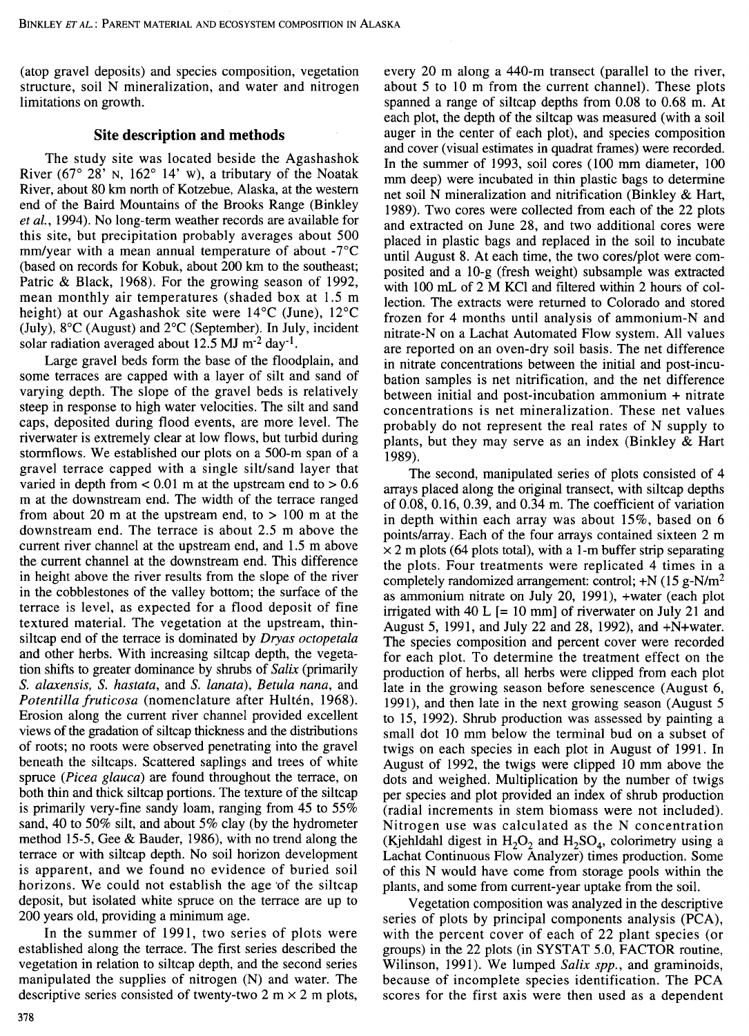(atop gravel deposits) and species composition, vegetation structure, soil N mineralization, and water and nitrogen limitations on growth.

## Site description and methods

The study site was located beside the Agashashok River (67° 28' N, 162° 14' W), a tributary of the Noatak River, about 80 km north of Kotzebue, Alaska, at the western end of the Baird Mountains of the Brooks Range (Binkley *et al.*, 1994). No long-term weather records are available for this site, but precipitation probably averages about 500 mm/year with a mean annual temperature of about -7°C (based on records for Kobuk, about 200 km to the southeast; Patric & Black, 1968). For the growing season of 1992, mean monthly air temperatures (shaded box at 1.5 m height) at our Agashashok site were 14°C (June), 12°C (July), 8°C (August) and 2°C (September). In July, incident solar radiation averaged about 12.5 MJ $m^{-2}$ $day^{-1}$.

Large gravel beds form the base of the floodplain, and some terraces are capped with a layer of silt and sand of varying depth. The slope of the gravel beds is relatively steep in response to high water velocities. The silt and sand caps, deposited during flood events, are more level. The riverwater is extremely clear at low flows, but turbid during stormflows. We established our plots on a 500-m span of a gravel terrace capped with a single silt/sand layer that varied in depth from < 0.01 m at the upstream end to > 0.6 m at the downstream end. The width of the terrace ranged from about 20 m at the upstream end, to > 100 m at the downstream end. The terrace is about 2.5 m above the current river channel at the upstream end, and 1.5 m above the current channel at the downstream end. This difference in height above the river results from the slope of the river in the cobblestones of the valley bottom; the surface of the terrace is level, as expected for a flood deposit of fine textured material. The vegetation at the upstream, thin-siltcap end of the terrace is dominated by *Dryas octopetala* and other herbs. With increasing siltcap depth, the vegetation shifts to greater dominance by shrubs of *Salix* (primarily *S. alaxensis*, *S. hastata*, and *S. lanata*), *Betula nana*, and *Potentilla fruticosa* (nomenclature after Hultén, 1968). Erosion along the current river channel provided excellent views of the gradation of siltcap thickness and the distributions of roots; no roots were observed penetrating into the gravel beneath the siltcaps. Scattered saplings and trees of white spruce (*Picea glauca*) are found throughout the terrace, on both thin and thick siltcap portions. The texture of the siltcap is primarily very-fine sandy loam, ranging from 45 to 55% sand, 40 to 50% silt, and about 5% clay (by the hydrometer method 15-5, Gee & Bauder, 1986), with no trend along the terrace or with siltcap depth. No soil horizon development is apparent, and we found no evidence of buried soil horizons. We could not establish the age of the siltcap deposit, but isolated white spruce on the terrace are up to 200 years old, providing a minimum age.

In the summer of 1991, two series of plots were established along the terrace. The first series described the vegetation in relation to siltcap depth, and the second series manipulated the supplies of nitrogen (N) and water. The descriptive series consisted of twenty-two 2 m × 2 m plots, every 20 m along a 440-m transect (parallel to the river, about 5 to 10 m from the current channel). These plots spanned a range of siltcap depths from 0.08 to 0.68 m. At each plot, the depth of the siltcap was measured (with a soil auger in the center of each plot), and species composition and cover (visual estimates in quadrat frames) were recorded. In the summer of 1993, soil cores (100 mm diameter, 100 mm deep) were incubated in thin plastic bags to determine net soil N mineralization and nitrification (Binkley & Hart, 1989). Two cores were collected from each of the 22 plots and extracted on June 28, and two additional cores were placed in plastic bags and replaced in the soil to incubate until August 8. At each time, the two cores/plot were composited and a 10-g (fresh weight) subsample was extracted with 100 mL of 2 M KCl and filtered within 2 hours of collection. The extracts were returned to Colorado and stored frozen for 4 months until analysis of ammonium-N and nitrate-N on a Lachat Automated Flow system. All values are reported on an oven-dry soil basis. The net difference in nitrate concentrations between the initial and post-incubation samples is net nitrification, and the net difference between initial and post-incubation ammonium + nitrate concentrations is net mineralization. These net values probably do not represent the real rates of N supply to plants, but they may serve as an index (Binkley & Hart 1989).

The second, manipulated series of plots consisted of 4 arrays placed along the original transect, with siltcap depths of 0.08, 0.16, 0.39, and 0.34 m. The coefficient of variation in depth within each array was about 15%, based on 6 points/array. Each of the four arrays contained sixteen 2 m × 2 m plots (64 plots total), with a 1-m buffer strip separating the plots. Four treatments were replicated 4 times in a completely randomized arrangement: control; +N (15 g-N/$m^2$ as ammonium nitrate on July 20, 1991), +water (each plot irrigated with 40 L [= 10 mm] of riverwater on July 21 and August 5, 1991, and July 22 and 28, 1992), and +N+water. The species composition and percent cover were recorded for each plot. To determine the treatment effect on the production of herbs, all herbs were clipped from each plot late in the growing season before senescence (August 6, 1991), and then late in the next growing season (August 5 to 15, 1992). Shrub production was assessed by painting a small dot 10 mm below the terminal bud on a subset of twigs on each species in each plot in August of 1991. In August of 1992, the twigs were clipped 10 mm above the dots and weighed. Multiplication by the number of twigs per species and plot provided an index of shrub production (radial increments in stem biomass were not included). Nitrogen use was calculated as the N concentration (Kjehldahl digest in $H_2O_2$ and $H_2SO_4$, colorimetry using a Lachat Continuous Flow Analyzer) times production. Some of this N would have come from storage pools within the plants, and some from current-year uptake from the soil.

Vegetation composition was analyzed in the descriptive series of plots by principal components analysis (PCA), with the percent cover of each of 22 plant species (or groups) in the 22 plots (in SYSTAT 5.0, FACTOR routine, Wilinson, 1991). We lumped *Salix spp.*, and graminoids, because of incomplete species identification. The PCA scores for the first axis were then used as a dependent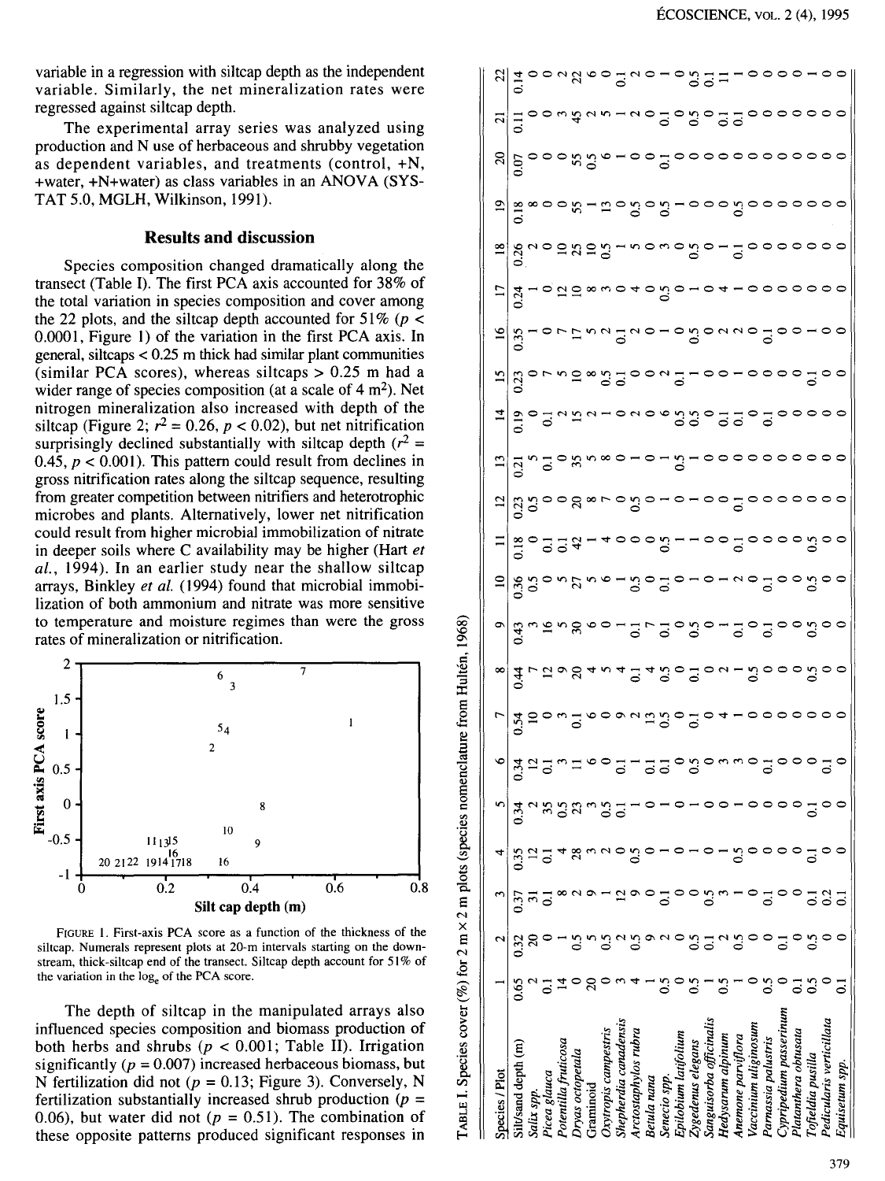variable in a regression with siltcap depth as the independent variable. Similarly, the net mineralization rates were regressed against siltcap depth.

The experimental array series was analyzed using production and N use of herbaceous and shrubby vegetation as dependent variables, and treatments (control, +N, +water, +N+water) as class variables in an ANOVA (SYSTAT 5.0, MGLH, Wilkinson, 1991).

## Results and discussion

Species composition changed dramatically along the transect (Table I). The first PCA axis accounted for 38% of the total variation in species composition and cover among the 22 plots, and the siltcap depth accounted for 51% ($p < 0.0001$, Figure 1) of the variation in the first PCA axis. In general, siltcaps < 0.25 m thick had similar plant communities (similar PCA scores), whereas siltcaps > 0.25 m had a wider range of species composition (at a scale of 4 $m^2$). Net nitrogen mineralization also increased with depth of the siltcap (Figure 2; $r^2 = 0.26$, $p < 0.02$), but net nitrification surprisingly declined substantially with siltcap depth ($r^2 = 0.45$, $p < 0.001$). This pattern could result from declines in gross nitrification rates along the siltcap sequence, resulting from greater competition between nitrifiers and heterotrophic microbes and plants. Alternatively, lower net nitrification could result from higher microbial immobilization of nitrate in deeper soils where C availability may be higher (Hart *et al.*, 1994). In an earlier study near the shallow siltcap arrays, Binkley *et al.* (1994) found that microbial immobilization of both ammonium and nitrate was more sensitive to temperature and moisture regimes than were the gross rates of mineralization or nitrification.

FIGURE 1. First-axis PCA score as a function of the thickness of the siltcap. Numerals represent plots at 20-m intervals starting on the downstream, thick-siltcap end of the transect. Siltcap depth account for 51% of the variation in the $\log_e$ of the PCA score.

The depth of siltcap in the manipulated arrays also influenced species composition and biomass production of both herbs and shrubs ($p < 0.001$; Table II). Irrigation significantly ($p = 0.007$) increased herbaceous biomass, but N fertilization did not ($p = 0.13$; Figure 3). Conversely, N fertilization substantially increased shrub production ($p = 0.06$), but water did not ($p = 0.51$). The combination of these opposite patterns produced significant responses in

TABLE I. Species cover (%) for 2 m × 2 m plots (species nomenclature from Hultén, 1968)

| Species / Plot | 1 | 2 | 3 | 4 | 5 | 6 | 7 | 8 | 9 | 10 | 11 | 12 | 13 | 14 | 15 | 16 | 17 | 18 | 19 | 20 | 21 | 22 |
|---|---|---|---|---|---|---|---|---|---|---|---|---|---|---|---|---|---|---|---|---|---|---|
| Silt/sand depth (m) | 0.65 | 0.32 | 0.37 | 0.35 | 0.34 | 0.34 | 0.54 | 0.44 | 0.43 | 0.36 | 0.18 | 0.23 | 0.21 | 0.19 | 0.23 | 0.35 | 0.24 | 0.26 | 0.18 | 0.07 | 0.11 | 0.14 |
| *Salix* spp. | 2 | 20 | 31 | 12 | 2 | 12 | 10 | 7 | 3 | 0.5 | 0 | 0.5 | 5 | 0 | 0 | 1 | 1 | 2 | 8 | 0 | 0 | 0 |
| *Picea glauca* | 0.1 | 0 | 0.1 | 0.1 | 35 | 0.1 | 0 | 12 | 16 | 0 | 0.1 | 0 | 0.1 | 0.1 | 7 | 0 | 0 | 0 | 0 | 0 | 0 | 0 |
| *Potentilla fruticosa* | 14 | 1 | 8 | 4 | 0.5 | 3 | 3 | 9 | 5 | 5 | 0.1 | 0 | 0 | 2 | 5 | 7 | 12 | 10 | 0 | 0 | 3 | 2 |
| *Dryas octopetala* | 0 | 0.5 | 2 | 28 | 23 | 11 | 0.1 | 20 | 30 | 27 | 42 | 20 | 35 | 15 | 10 | 17 | 10 | 25 | 55 | 55 | 45 | 22 |
| Graminoid | 20 | 5 | 9 | 3 | 3 | 6 | 6 | 4 | 6 | 5 | 1 | 8 | 5 | 2 | 8 | 5 | 8 | 10 | 1 | 0.5 | 2 | 6 |
| *Oxytropis campestris* | 0 | 0.5 | 1 | 2 | 0.5 | 0 | 0 | 5 | 0 | 6 | 4 | 7 | 8 | 1 | 0.5 | 2 | 3 | 0.5 | 13 | 6 | 5 | 0 |
| *Shepherdia canadensis* | 3 | 2 | 12 | 0 | 0.1 | 0.1 | 9 | 4 | 1 | 1 | 0 | 0 | 0 | 0 | 0.1 | 0.1 | 0 | 1 | 0 | 1 | 1 | 0.1 |
| *Arctostaphylos rubra* | 4 | 0.5 | 9 | 0.5 | 1 | 1 | 2 | 0.1 | 0.1 | 0.5 | 0 | 0.5 | 1 | 2 | 0 | 2 | 4 | 5 | 0.5 | 0 | 2 | 2 |
| *Betula nana* | 1 | 9 | 0 | 0 | 0 | 0.1 | 13 | 4 | 7 | 0 | 0 | 0 | 0 | 0 | 0 | 0 | 0 | 0 | 0 | 0 | 0 | 0 |
| *Senecio* spp. | 0.5 | 2 | 0.1 | 1 | 1 | 0.1 | 0.5 | 0.5 | 0.1 | 0.1 | 0.5 | 1 | 1 | 6 | 2 | 1 | 0.5 | 3 | 0.5 | 0.1 | 0.1 | 1 |
| *Epilobium latifolium* | 0 | 0 | 0 | 0 | 0 | 0 | 0 | 0 | 0 | 0 | 1 | 0 | 0.5 | 0.5 | 0.1 | 0 | 0 | 0 | 1 | 0 | 0 | 0 |
| *Zygedenus elegans* | 0.5 | 0.5 | 0 | 1 | 1 | 0.5 | 0.1 | 0.1 | 0.5 | 1 | 1 | 1 | 1 | 0.5 | 1 | 0.5 | 1 | 0.5 | 0 | 0 | 0.5 | 0.5 |
| *Sanguisorba officinalis* | 1 | 0.1 | 0.5 | 0 | 0 | 0 | 0 | 0 | 0 | 0 | 0 | 0 | 0 | 0 | 0 | 0 | 0 | 0 | 0 | 0 | 0 | 0.1 |
| *Hedysarum alpinum* | 0.5 | 2 | 3 | 1 | 0 | 3 | 4 | 2 | 1 | 2 | 0 | 0 | 0 | 0.1 | 0 | 2 | 4 | 1 | 0 | 0 | 0.1 | 1 |
| *Anemone parviflora* | 1 | 0.5 | 1 | 0.5 | 1 | 3 | 1 | 1 | 0.1 | 0 | 0.1 | 0.1 | 0 | 0.1 | 1 | 2 | 1 | 0.1 | 0.5 | 0 | 0.1 | 1 |
| *Vaccinium uliginosum* | 0 | 0 | 0 | 0 | 0 | 0 | 0 | 0.5 | 0 | 0 | 0 | 0 | 0 | 0 | 0 | 0 | 0 | 0 | 0 | 0 | 0 | 0 |
| *Parnassia palustris* | 0.5 | 0 | 0.1 | 0 | 0 | 0.1 | 0 | 0 | 0.1 | 0.1 | 0 | 0 | 0 | 0.1 | 0 | 0.1 | 0 | 0 | 0 | 0 | 0 | 0 |
| *Cypripedium passerinum* | 0 | 0.1 | 0 | 0 | 0 | 0 | 0 | 0 | 0 | 0 | 0 | 0 | 0 | 0 | 0 | 0 | 0 | 0 | 0 | 0 | 0 | 0 |
| *Platanthera obtusata* | 0.1 | 0 | 0 | 0 | 0 | 0 | 0 | 0 | 0 | 0 | 0 | 0 | 0 | 0 | 0 | 0 | 0 | 0 | 0 | 0 | 0 | 0 |
| *Tofieldia pusilla* | 0.5 | 0.5 | 0.1 | 0.1 | 0.1 | 0 | 0 | 0.5 | 0.5 | 0.5 | 0.5 | 0 | 0 | 0 | 0.1 | 1 | 0 | 0 | 0 | 0 | 0 | 1 |
| *Pedicularis verticillata* | 0 | 0 | 0.2 | 0 | 0 | 0.1 | 0 | 0 | 0 | 0 | 0 | 0 | 0 | 0 | 0 | 0 | 0 | 0 | 0 | 0 | 0 | 0 |
| *Equisetum* spp. | 0.1 | 0 | 0.1 | 0 | 0 | 0 | 0 | 0 | 0 | 0 | 0 | 0 | 0 | 0 | 0 | 0 | 0 | 0 | 0 | 0 | 0 | 0 |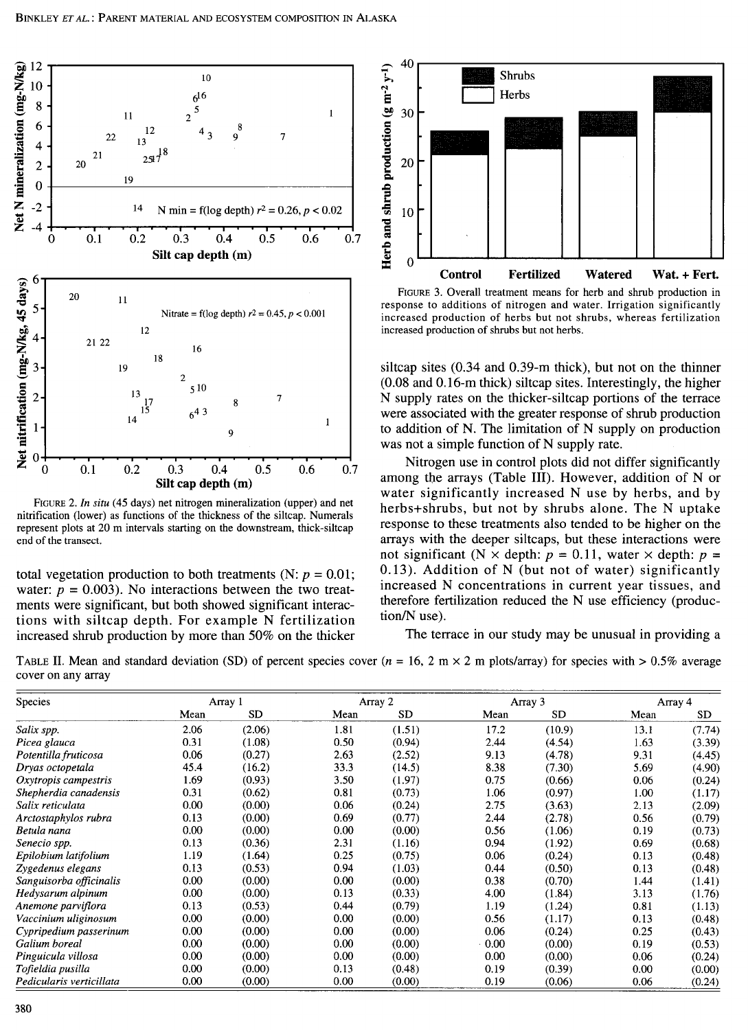FIGURE 2. *In situ* (45 days) net nitrogen mineralization (upper) and net nitrification (lower) as functions of the thickness of the siltcap. Numerals represent plots at 20 m intervals starting on the downstream, thick-siltcap end of the transect.

FIGURE 3. Overall treatment means for herb and shrub production in response to additions of nitrogen and water. Irrigation significantly increased production of herbs but not shrubs, whereas fertilization increased production of shrubs but not herbs.

total vegetation production to both treatments (N: $p = 0.01$; water: $p = 0.003$). No interactions between the two treatments were significant, but both showed significant interactions with siltcap depth. For example N fertilization increased shrub production by more than 50% on the thicker siltcap sites (0.34 and 0.39-m thick), but not on the thinner (0.08 and 0.16-m thick) siltcap sites. Interestingly, the higher N supply rates on the thicker-siltcap portions of the terrace were associated with the greater response of shrub production to addition of N. The limitation of N supply on production was not a simple function of N supply rate.

Nitrogen use in control plots did not differ significantly among the arrays (Table III). However, addition of N or water significantly increased N use by herbs, and by herbs+shrubs, but not by shrubs alone. The N uptake response to these treatments also tended to be higher on the arrays with the deeper siltcaps, but these interactions were not significant (N × depth: $p = 0.11$, water × depth: $p = 0.13$). Addition of N (but not of water) significantly increased N concentrations in current year tissues, and therefore fertilization reduced the N use efficiency (production/N use).

The terrace in our study may be unusual in providing a

TABLE II. Mean and standard deviation (SD) of percent species cover ($n = 16$, 2 m × 2 m plots/array) for species with > 0.5% average cover on any array

| Species | Array 1 | | Array 2 | | Array 3 | | Array 4 | |
|---|---|---|---|---|---|---|---|---|
| | Mean | SD | Mean | SD | Mean | SD | Mean | SD |
| *Salix spp.* | 2.06 | (2.06) | 1.81 | (1.51) | 17.2 | (10.9) | 13.1 | (7.74) |
| *Picea glauca* | 0.31 | (1.08) | 0.50 | (0.94) | 2.44 | (4.54) | 1.63 | (3.39) |
| *Potentilla fruticosa* | 0.06 | (0.27) | 2.63 | (2.52) | 9.13 | (4.78) | 9.31 | (4.45) |
| *Dryas octopetala* | 45.4 | (16.2) | 33.3 | (14.5) | 8.38 | (7.30) | 5.69 | (4.90) |
| *Oxytropis campestris* | 1.69 | (0.93) | 3.50 | (1.97) | 0.75 | (0.66) | 0.06 | (0.24) |
| *Shepherdia canadensis* | 0.31 | (0.62) | 0.81 | (0.73) | 1.06 | (0.97) | 1.00 | (1.17) |
| *Salix reticulata* | 0.00 | (0.00) | 0.06 | (0.24) | 2.75 | (3.63) | 2.13 | (2.09) |
| *Arctostaphylos rubra* | 0.13 | (0.00) | 0.69 | (0.77) | 2.44 | (2.78) | 0.56 | (0.79) |
| *Betula nana* | 0.00 | (0.00) | 0.00 | (0.00) | 0.56 | (1.06) | 0.19 | (0.73) |
| *Senecio spp.* | 0.13 | (0.36) | 2.31 | (1.16) | 0.94 | (1.92) | 0.69 | (0.68) |
| *Epilobium latifolium* | 1.19 | (1.64) | 0.25 | (0.75) | 0.06 | (0.24) | 0.13 | (0.48) |
| *Zygedenus elegans* | 0.13 | (0.53) | 0.94 | (1.03) | 0.44 | (0.50) | 0.13 | (0.48) |
| *Sanguisorba officinalis* | 0.00 | (0.00) | 0.00 | (0.00) | 0.38 | (0.70) | 1.44 | (1.41) |
| *Hedysarum alpinum* | 0.00 | (0.00) | 0.13 | (0.33) | 4.00 | (1.84) | 3.13 | (1.76) |
| *Anemone parviflora* | 0.13 | (0.53) | 0.44 | (0.79) | 1.19 | (1.24) | 0.81 | (1.13) |
| *Vaccinium uliginosum* | 0.00 | (0.00) | 0.00 | (0.00) | 0.56 | (1.17) | 0.13 | (0.48) |
| *Cypripedium passerinum* | 0.00 | (0.00) | 0.00 | (0.00) | 0.06 | (0.24) | 0.25 | (0.43) |
| *Galium boreal* | 0.00 | (0.00) | 0.00 | (0.00) | 0.00 | (0.00) | 0.19 | (0.53) |
| *Pinguicula villosa* | 0.00 | (0.00) | 0.00 | (0.00) | 0.00 | (0.00) | 0.06 | (0.24) |
| *Tofieldia pusilla* | 0.00 | (0.00) | 0.13 | (0.48) | 0.19 | (0.39) | 0.00 | (0.00) |
| *Pedicularis verticillata* | 0.00 | (0.00) | 0.00 | (0.00) | 0.19 | (0.06) | 0.06 | (0.24) |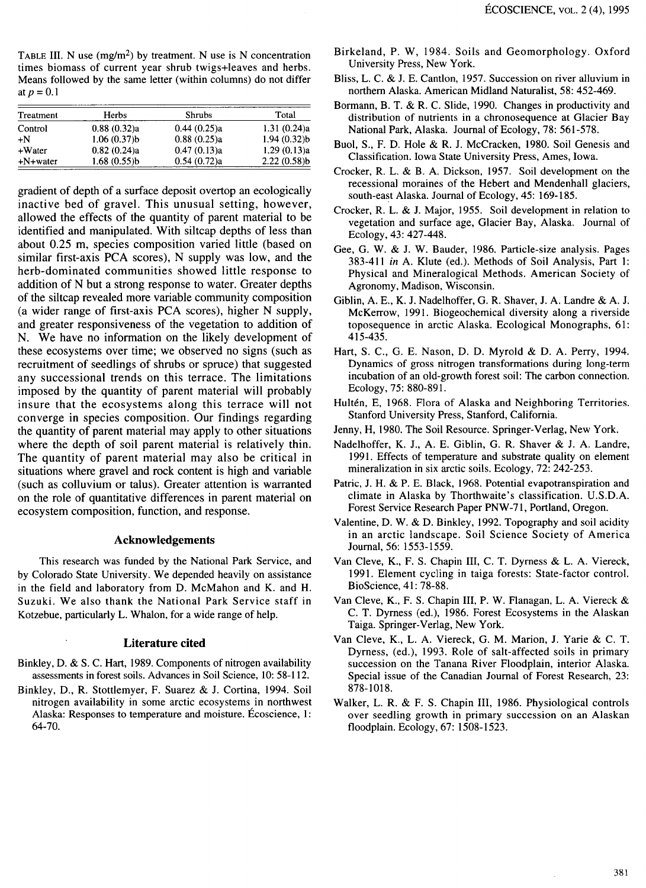TABLE III. N use (mg/m$^2$) by treatment. N use is N concentration times biomass of current year shrub twigs+leaves and herbs. Means followed by the same letter (within columns) do not differ at $p = 0.1$

| Treatment | Herbs | Shrubs | Total |
|---|---|---|---|
| Control | 0.88 (0.32)a | 0.44 (0.25)a | 1.31 (0.24)a |
| +N | 1.06 (0.37)b | 0.88 (0.25)a | 1.94 (0.32)b |
| +Water | 0.82 (0.24)a | 0.47 (0.13)a | 1.29 (0.13)a |
| +N+water | 1.68 (0.55)b | 0.54 (0.72)a | 2.22 (0.58)b |

gradient of depth of a surface deposit overtop an ecologically inactive bed of gravel. This unusual setting, however, allowed the effects of the quantity of parent material to be identified and manipulated. With siltcap depths of less than about 0.25 m, species composition varied little (based on similar first-axis PCA scores), N supply was low, and the herb-dominated communities showed little response to addition of N but a strong response to water. Greater depths of the siltcap revealed more variable community composition (a wider range of first-axis PCA scores), higher N supply, and greater responsiveness of the vegetation to addition of N. We have no information on the likely development of these ecosystems over time; we observed no signs (such as recruitment of seedlings of shrubs or spruce) that suggested any successional trends on this terrace. The limitations imposed by the quantity of parent material will probably insure that the ecosystems along this terrace will not converge in species composition. Our findings regarding the quantity of parent material may apply to other situations where the depth of soil parent material is relatively thin. The quantity of parent material may also be critical in situations where gravel and rock content is high and variable (such as colluvium or talus). Greater attention is warranted on the role of quantitative differences in parent material on ecosystem composition, function, and response.

## Acknowledgements

This research was funded by the National Park Service, and by Colorado State University. We depended heavily on assistance in the field and laboratory from D. McMahon and K. and H. Suzuki. We also thank the National Park Service staff in Kotzebue, particularly L. Whalon, for a wide range of help.

## Literature cited

Binkley, D. & S. C. Hart, 1989. Components of nitrogen availability assessments in forest soils. Advances in Soil Science, 10: 58-112.

Binkley, D., R. Stottlemyer, F. Suarez & J. Cortina, 1994. Soil nitrogen availability in some arctic ecosystems in northwest Alaska: Responses to temperature and moisture. Écoscience, 1: 64-70.

Birkeland, P. W, 1984. Soils and Geomorphology. Oxford University Press, New York.

Bliss, L. C. & J. E. Cantlon, 1957. Succession on river alluvium in northern Alaska. American Midland Naturalist, 58: 452-469.

Bormann, B. T. & R. C. Slide, 1990. Changes in productivity and distribution of nutrients in a chronosequence at Glacier Bay National Park, Alaska. Journal of Ecology, 78: 561-578.

Buol, S., F. D. Hole & R. J. McCracken, 1980. Soil Genesis and Classification. Iowa State University Press, Ames, Iowa.

Crocker, R. L. & B. A. Dickson, 1957. Soil development on the recessional moraines of the Hebert and Mendenhall glaciers, south-east Alaska. Journal of Ecology, 45: 169-185.

Crocker, R. L. & J. Major, 1955. Soil development in relation to vegetation and surface age, Glacier Bay, Alaska. Journal of Ecology, 43: 427-448.

Gee, G. W. & J. W. Bauder, 1986. Particle-size analysis. Pages 383-411 *in* A. Klute (ed.). Methods of Soil Analysis, Part 1: Physical and Mineralogical Methods. American Society of Agronomy, Madison, Wisconsin.

Giblin, A. E., K. J. Nadelhoffer, G. R. Shaver, J. A. Landre & A. J. McKerrow, 1991. Biogeochemical diversity along a riverside toposequence in arctic Alaska. Ecological Monographs, 61: 415-435.

Hart, S. C., G. E. Nason, D. D. Myrold & D. A. Perry, 1994. Dynamics of gross nitrogen transformations during long-term incubation of an old-growth forest soil: The carbon connection. Ecology, 75: 880-891.

Hultén, E, 1968. Flora of Alaska and Neighboring Territories. Stanford University Press, Stanford, California.

Jenny, H, 1980. The Soil Resource. Springer-Verlag, New York.

Nadelhoffer, K. J., A. E. Giblin, G. R. Shaver & J. A. Landre, 1991. Effects of temperature and substrate quality on element mineralization in six arctic soils. Ecology, 72: 242-253.

Patric, J. H. & P. E. Black, 1968. Potential evapotranspiration and climate in Alaska by Thorthwaite's classification. U.S.D.A. Forest Service Research Paper PNW-71, Portland, Oregon.

Valentine, D. W. & D. Binkley, 1992. Topography and soil acidity in an arctic landscape. Soil Science Society of America Journal, 56: 1553-1559.

Van Cleve, K., F. S. Chapin III, C. T. Dyrness & L. A. Viereck, 1991. Element cycling in taiga forests: State-factor control. BioScience, 41: 78-88.

Van Cleve, K., F. S. Chapin III, P. W. Flanagan, L. A. Viereck & C. T. Dyrness (ed.), 1986. Forest Ecosystems in the Alaskan Taiga. Springer-Verlag, New York.

Van Cleve, K., L. A. Viereck, G. M. Marion, J. Yarie & C. T. Dyrness, (ed.), 1993. Role of salt-affected soils in primary succession on the Tanana River Floodplain, interior Alaska. Special issue of the Canadian Journal of Forest Research, 23: 878-1018.

Walker, L. R. & F. S. Chapin III, 1986. Physiological controls over seedling growth in primary succession on an Alaskan floodplain. Ecology, 67: 1508-1523.